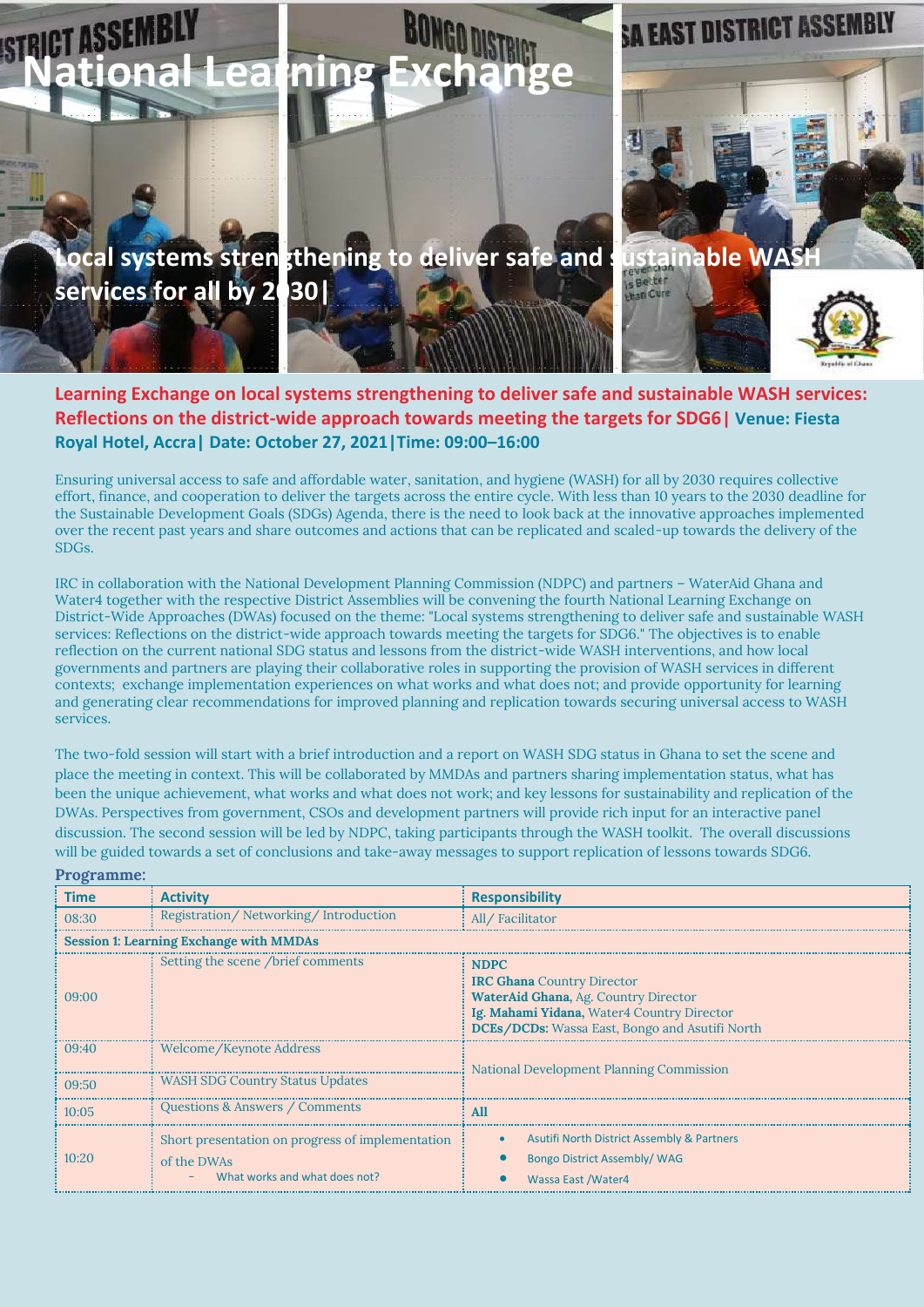# National Learning Exchange

## Local systems strengthening to deliver safe and sustainable WASH services for all by 2030|

**Learning Exchange on local systems strengthening to deliver safe and sustainable WASH services: Reflections on the district-wide approach towards meeting the targets for SDG6| Venue: Fiesta Royal Hotel, Accra| Date: October 27, 2021|Time: 09:00–16:00**

Ensuring universal access to safe and affordable water, sanitation, and hygiene (WASH) for all by 2030 requires collective effort, finance, and cooperation to deliver the targets across the entire cycle. With less than 10 years to the 2030 deadline for the Sustainable Development Goals (SDGs) Agenda, there is the need to look back at the innovative approaches implemented over the recent past years and share outcomes and actions that can be replicated and scaled-up towards the delivery of the SDGs.

IRC in collaboration with the National Development Planning Commission (NDPC) and partners – WaterAid Ghana and Water4 together with the respective District Assemblies will be convening the fourth National Learning Exchange on District-Wide Approaches (DWAs) focused on the theme: "Local systems strengthening to deliver safe and sustainable WASH services: Reflections on the district-wide approach towards meeting the targets for SDG6." The objectives is to enable reflection on the current national SDG status and lessons from the district-wide WASH interventions, and how local governments and partners are playing their collaborative roles in supporting the provision of WASH services in different contexts; exchange implementation experiences on what works and what does not; and provide opportunity for learning and generating clear recommendations for improved planning and replication towards securing universal access to WASH services.

The two-fold session will start with a brief introduction and a report on WASH SDG status in Ghana to set the scene and place the meeting in context. This will be collaborated by MMDAs and partners sharing implementation status, what has been the unique achievement, what works and what does not work; and key lessons for sustainability and replication of the DWAs. Perspectives from government, CSOs and development partners will provide rich input for an interactive panel discussion. The second session will be led by NDPC, taking participants through the WASH toolkit. The overall discussions will be guided towards a set of conclusions and take-away messages to support replication of lessons towards SDG6.

**Programme:**

| Time | Activity | Responsibility |
|---|---|---|
| 08:30 | Registration/ Networking/ Introduction | All/ Facilitator |
| **Session 1: Learning Exchange with MMDAs** | | |
| 09:00 | Setting the scene /brief comments | **NDPC**<br>**IRC Ghana** Country Director<br>**WaterAid Ghana**, Ag. Country Director<br>**Ig. Mahami Yidana,** Water4 Country Director<br>**DCEs/DCDs:** Wassa East, Bongo and Asutifi North |
| 09:40 | Welcome/Keynote Address | National Development Planning Commission |
| 09:50 | WASH SDG Country Status Updates | National Development Planning Commission |
| 10:05 | Questions & Answers / Comments | **All** |
| 10:20 | Short presentation on progress of implementation of the DWAs<br>- What works and what does not? | • Asutifi North District Assembly & Partners<br>• Bongo District Assembly/ WAG<br>• Wassa East /Water4 |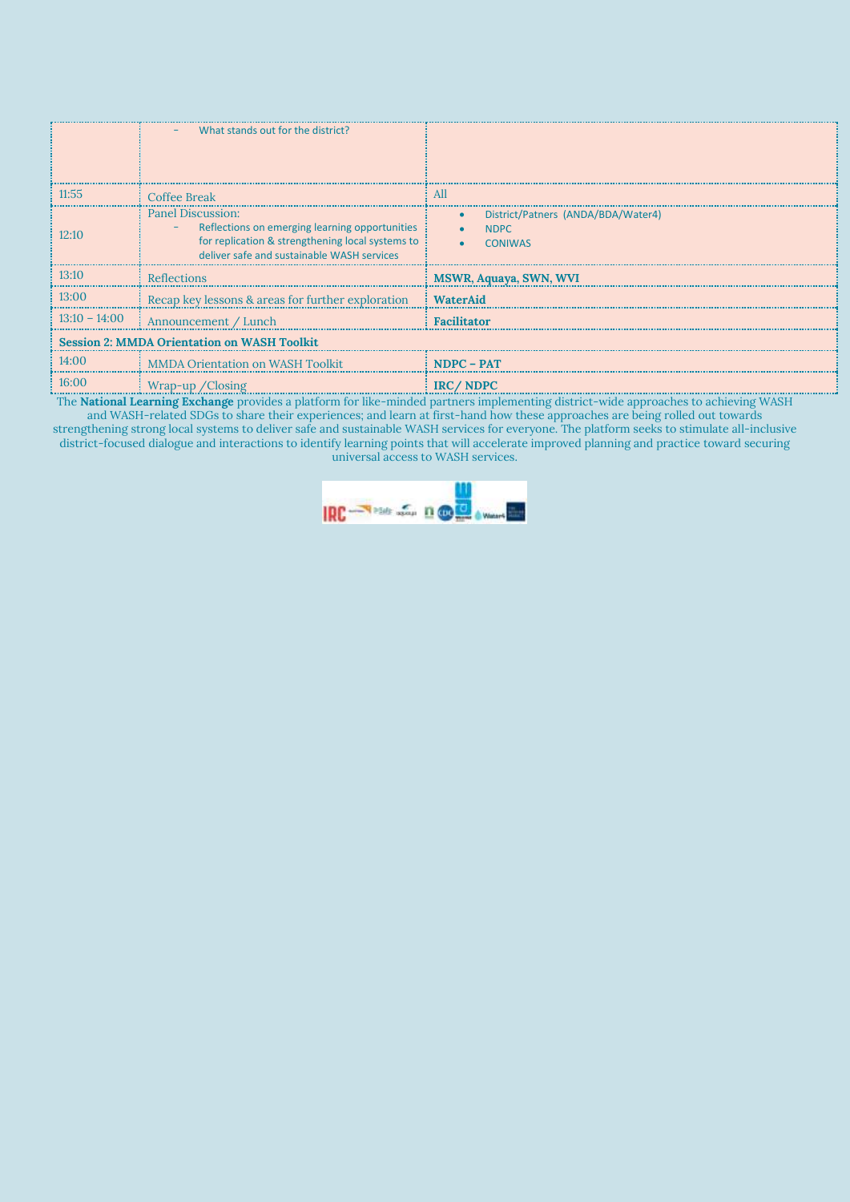| | | |
|---|---|---|
| | - What stands out for the district? | |
| 11:55 | Coffee Break | All |
| 12:10 | Panel Discussion:<br>- Reflections on emerging learning opportunities for replication & strengthening local systems to deliver safe and sustainable WASH services | • District/Patners (ANDA/BDA/Water4)<br>• NDPC<br>• CONIWAS |
| 13:10 | Reflections | **MSWR, Aquaya, SWN, WVI** |
| 13:00 | Recap key lessons & areas for further exploration | **WaterAid** |
| 13:10 – 14:00 | Announcement / Lunch | **Facilitator** |
| **Session 2: MMDA Orientation on WASH Toolkit** | | |
| 14:00 | MMDA Orientation on WASH Toolkit | **NDPC – PAT** |
| 16:00 | Wrap-up /Closing | **IRC/ NDPC** |

The **National Learning Exchange** provides a platform for like-minded partners implementing district-wide approaches to achieving WASH and WASH-related SDGs to share their experiences; and learn at first-hand how these approaches are being rolled out towards strengthening strong local systems to deliver safe and sustainable WASH services for everyone. The platform seeks to stimulate all-inclusive district-focused dialogue and interactions to identify learning points that will accelerate improved planning and practice toward securing universal access to WASH services.